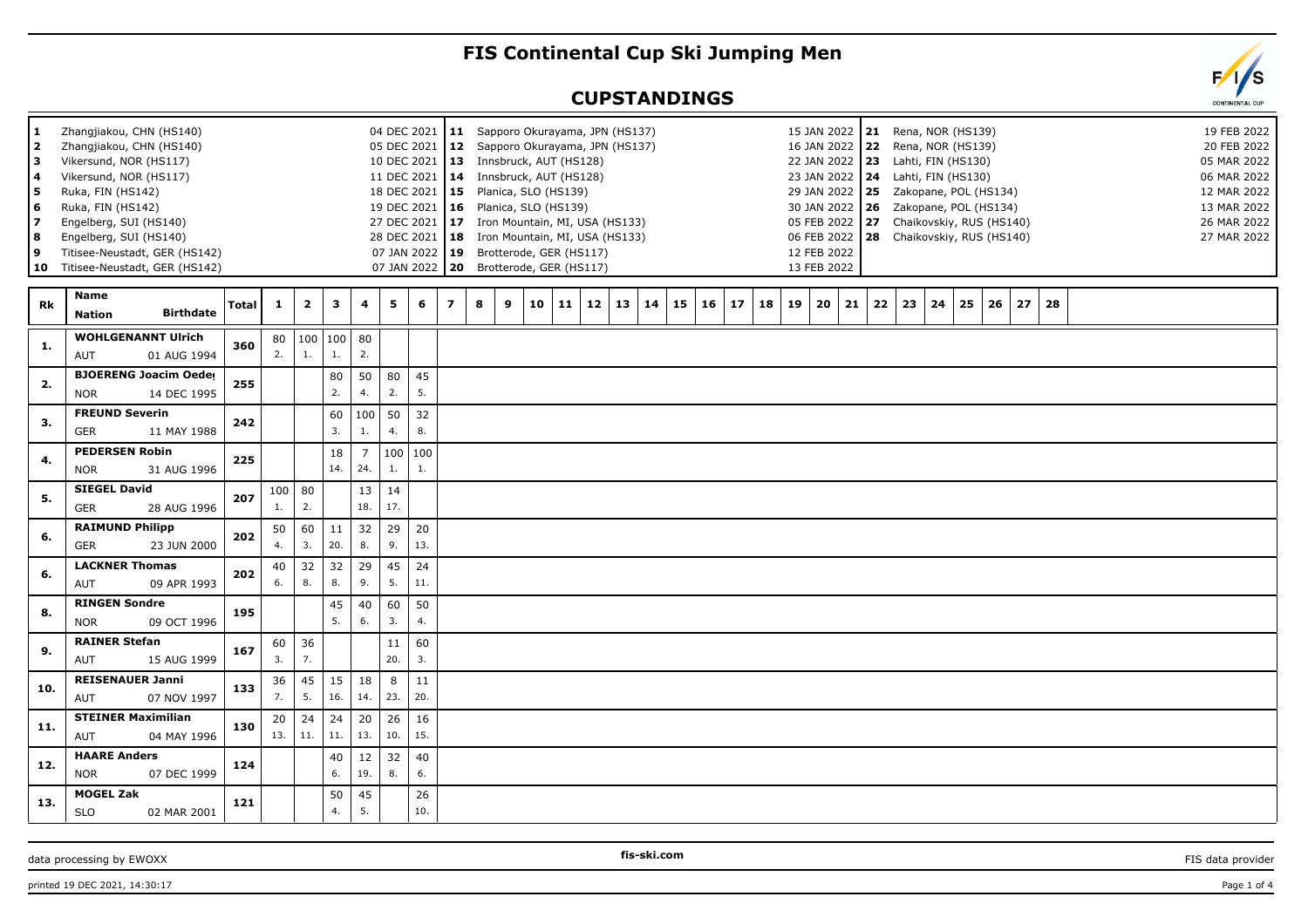# FIS Continental Cup Ski Jumping Men

## CUPSTANDINGS

| # | Venue | Date | # | Venue | Date | # | Venue | Date |
|---|---|---|---|---|---|---|---|---|
| 1 | Zhangjiakou, CHN (HS140) | 04 DEC 2021 | 11 | Sapporo Okurayama, JPN (HS137) | 15 JAN 2022 | 21 | Rena, NOR (HS139) | 19 FEB 2022 |
| 2 | Zhangjiakou, CHN (HS140) | 05 DEC 2021 | 12 | Sapporo Okurayama, JPN (HS137) | 16 JAN 2022 | 22 | Rena, NOR (HS139) | 20 FEB 2022 |
| 3 | Vikersund, NOR (HS117) | 10 DEC 2021 | 13 | Innsbruck, AUT (HS128) | 22 JAN 2022 | 23 | Lahti, FIN (HS130) | 05 MAR 2022 |
| 4 | Vikersund, NOR (HS117) | 11 DEC 2021 | 14 | Innsbruck, AUT (HS128) | 23 JAN 2022 | 24 | Lahti, FIN (HS130) | 06 MAR 2022 |
| 5 | Ruka, FIN (HS142) | 18 DEC 2021 | 15 | Planica, SLO (HS139) | 29 JAN 2022 | 25 | Zakopane, POL (HS134) | 12 MAR 2022 |
| 6 | Ruka, FIN (HS142) | 19 DEC 2021 | 16 | Planica, SLO (HS139) | 30 JAN 2022 | 26 | Zakopane, POL (HS134) | 13 MAR 2022 |
| 7 | Engelberg, SUI (HS140) | 27 DEC 2021 | 17 | Iron Mountain, MI, USA (HS133) | 05 FEB 2022 | 27 | Chaikovskiy, RUS (HS140) | 26 MAR 2022 |
| 8 | Engelberg, SUI (HS140) | 28 DEC 2021 | 18 | Iron Mountain, MI, USA (HS133) | 06 FEB 2022 | 28 | Chaikovskiy, RUS (HS140) | 27 MAR 2022 |
| 9 | Titisee-Neustadt, GER (HS142) | 07 JAN 2022 | 19 | Brotterode, GER (HS117) | 12 FEB 2022 | | | |
| 10 | Titisee-Neustadt, GER (HS142) | 07 JAN 2022 | 20 | Brotterode, GER (HS117) | 13 FEB 2022 | | | |

| Rk | Name / Nation / Birthdate | Total | 1 | 2 | 3 | 4 | 5 | 6 | 7 | 8 | 9 | 10 | 11 | 12 | 13 | 14 | 15 | 16 | 17 | 18 | 19 | 20 | 21 | 22 | 23 | 24 | 25 | 26 | 27 | 28 |
|---|---|---|---|---|---|---|---|---|---|---|---|---|---|---|---|---|---|---|---|---|---|---|---|---|---|---|---|---|---|---|
| 1. | **WOHLGENANNT Ulrich** AUT 01 AUG 1994 | 360 | 80 2. | 100 1. | 100 1. | 80 2. | | | | | | | | | | | | | | | | | | | | | | | | |
| 2. | **BJOERENG Joacim Oedeg** NOR 14 DEC 1995 | 255 | | | 80 2. | 50 4. | 80 2. | 45 5. | | | | | | | | | | | | | | | | | | | | | | |
| 3. | **FREUND Severin** GER 11 MAY 1988 | 242 | | | 60 3. | 100 1. | 50 4. | 32 8. | | | | | | | | | | | | | | | | | | | | | | |
| 4. | **PEDERSEN Robin** NOR 31 AUG 1996 | 225 | | | 18 14. | 7 24. | 100 1. | 100 1. | | | | | | | | | | | | | | | | | | | | | | |
| 5. | **SIEGEL David** GER 28 AUG 1996 | 207 | 100 1. | 80 2. | | 13 18. | 14 17. | | | | | | | | | | | | | | | | | | | | | | | |
| 6. | **RAIMUND Philipp** GER 23 JUN 2000 | 202 | 50 4. | 60 3. | 11 20. | 32 8. | 29 9. | 20 13. | | | | | | | | | | | | | | | | | | | | | | |
| 6. | **LACKNER Thomas** AUT 09 APR 1993 | 202 | 40 6. | 32 8. | 32 8. | 29 9. | 45 5. | 24 11. | | | | | | | | | | | | | | | | | | | | | | |
| 8. | **RINGEN Sondre** NOR 09 OCT 1996 | 195 | | | 45 5. | 40 6. | 60 3. | 50 4. | | | | | | | | | | | | | | | | | | | | | | |
| 9. | **RAINER Stefan** AUT 15 AUG 1999 | 167 | 60 3. | 36 7. | | | 11 20. | 60 3. | | | | | | | | | | | | | | | | | | | | | | |
| 10. | **REISENAUER Janni** AUT 07 NOV 1997 | 133 | 36 7. | 45 5. | 15 16. | 18 14. | 8 23. | 11 20. | | | | | | | | | | | | | | | | | | | | | | |
| 11. | **STEINER Maximilian** AUT 04 MAY 1996 | 130 | 20 13. | 24 11. | 24 11. | 20 13. | 26 10. | 16 15. | | | | | | | | | | | | | | | | | | | | | | |
| 12. | **HAARE Anders** NOR 07 DEC 1999 | 124 | | | 40 6. | 12 19. | 32 8. | 40 6. | | | | | | | | | | | | | | | | | | | | | | |
| 13. | **MOGEL Zak** SLO 02 MAR 2001 | 121 | | | 50 4. | 45 5. | | 26 10. | | | | | | | | | | | | | | | | | | | | | | |

data processing by EWOXX | fis-ski.com | FIS data provider

printed 19 DEC 2021, 14:30:17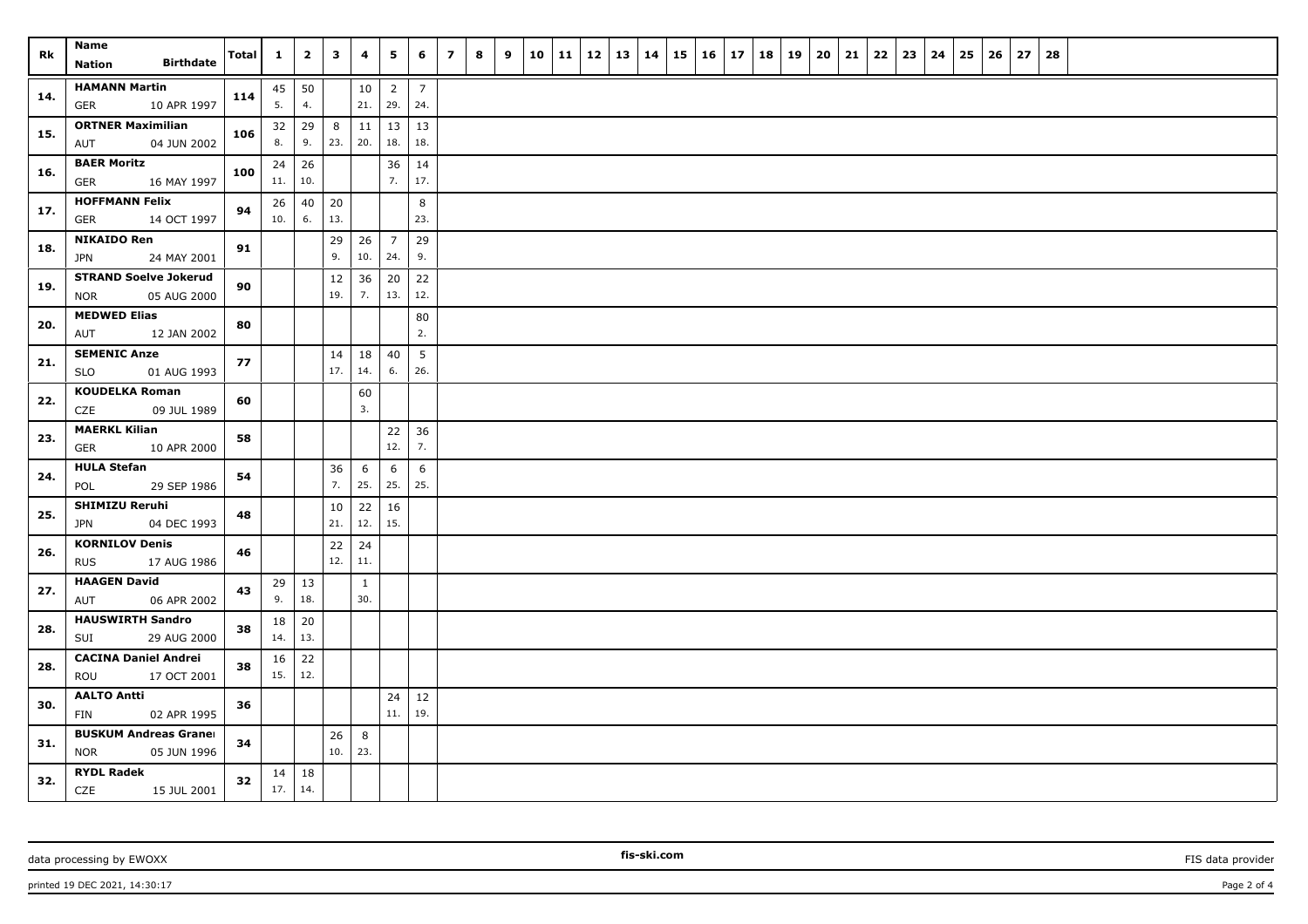| Rk | Name Nation Birthdate | Total | 1 | 2 | 3 | 4 | 5 | 6 | 7 | 8 | 9 | 10 | 11 | 12 | 13 | 14 | 15 | 16 | 17 | 18 | 19 | 20 | 21 | 22 | 23 | 24 | 25 | 26 | 27 | 28 |
|---|---|---|---|---|---|---|---|---|---|---|---|---|---|---|---|---|---|---|---|---|---|---|---|---|---|---|---|---|---|---|
| 14. | HAMANN Martin GER 10 APR 1997 | 114 | 45 5. | 50 4. | | 10 21. | 2 29. | 7 24. | | | | | | | | | | | | | | | | | | | | | | |
| 15. | ORTNER Maximilian AUT 04 JUN 2002 | 106 | 32 8. | 29 9. | 8 23. | 11 20. | 13 18. | 13 18. | | | | | | | | | | | | | | | | | | | | | | |
| 16. | BAER Moritz GER 16 MAY 1997 | 100 | 24 11. | 26 10. | | | 36 7. | 14 17. | | | | | | | | | | | | | | | | | | | | | | |
| 17. | HOFFMANN Felix GER 14 OCT 1997 | 94 | 26 10. | 40 6. | 20 13. | | | 8 23. | | | | | | | | | | | | | | | | | | | | | | |
| 18. | NIKAIDO Ren JPN 24 MAY 2001 | 91 | | | 29 9. | 26 10. | 7 24. | 29 9. | | | | | | | | | | | | | | | | | | | | | | |
| 19. | STRAND Soelve Jokerud NOR 05 AUG 2000 | 90 | | | 12 19. | 36 7. | 20 13. | 22 12. | | | | | | | | | | | | | | | | | | | | | | |
| 20. | MEDWED Elias AUT 12 JAN 2002 | 80 | | | | | | 80 2. | | | | | | | | | | | | | | | | | | | | | | |
| 21. | SEMENIC Anze SLO 01 AUG 1993 | 77 | | | 14 17. | 18 14. | 40 6. | 5 26. | | | | | | | | | | | | | | | | | | | | | | |
| 22. | KOUDELKA Roman CZE 09 JUL 1989 | 60 | | | | 60 3. | | | | | | | | | | | | | | | | | | | | | | | | |
| 23. | MAERKL Kilian GER 10 APR 2000 | 58 | | | | | 22 12. | 36 7. | | | | | | | | | | | | | | | | | | | | | | |
| 24. | HULA Stefan POL 29 SEP 1986 | 54 | | | 36 7. | 6 25. | 6 25. | 6 25. | | | | | | | | | | | | | | | | | | | | | | |
| 25. | SHIMIZU Reruhi JPN 04 DEC 1993 | 48 | | | 10 21. | 22 12. | 16 15. | | | | | | | | | | | | | | | | | | | | | | | |
| 26. | KORNILOV Denis RUS 17 AUG 1986 | 46 | | | 22 12. | 24 11. | | | | | | | | | | | | | | | | | | | | | | | | |
| 27. | HAAGEN David AUT 06 APR 2002 | 43 | 29 9. | 13 18. | | 1 30. | | | | | | | | | | | | | | | | | | | | | | | | |
| 28. | HAUSWIRTH Sandro SUI 29 AUG 2000 | 38 | 18 14. | 20 13. | | | | | | | | | | | | | | | | | | | | | | | | | | |
| 28. | CACINA Daniel Andrei ROU 17 OCT 2001 | 38 | 16 15. | 22 12. | | | | | | | | | | | | | | | | | | | | | | | | | | |
| 30. | AALTO Antti FIN 02 APR 1995 | 36 | | | | | 24 11. | 12 19. | | | | | | | | | | | | | | | | | | | | | | |
| 31. | BUSKUM Andreas Granei NOR 05 JUN 1996 | 34 | | | 26 10. | 8 23. | | | | | | | | | | | | | | | | | | | | | | | | |
| 32. | RYDL Radek CZE 15 JUL 2001 | 32 | 14 17. | 18 14. | | | | | | | | | | | | | | | | | | | | | | | | | | |

data processing by EWOXX | fis-ski.com | FIS data provider

printed 19 DEC 2021, 14:30:17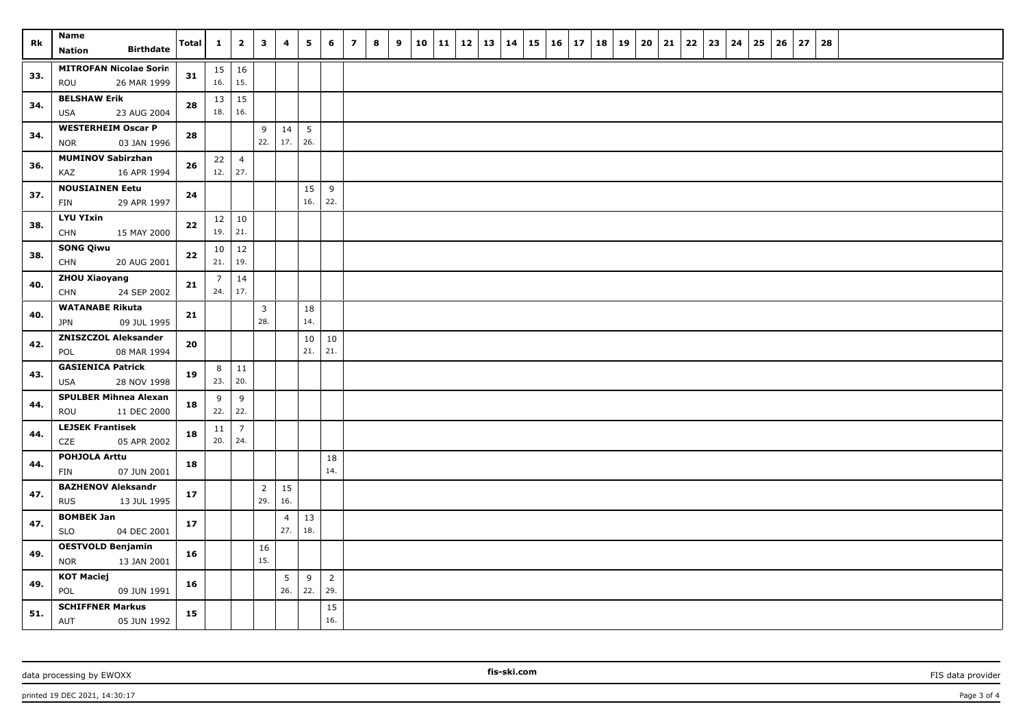| Rk | Name<br>Nation Birthdate | Total | 1 | 2 | 3 | 4 | 5 | 6 | 7 | 8 | 9 | 10 | 11 | 12 | 13 | 14 | 15 | 16 | 17 | 18 | 19 | 20 | 21 | 22 | 23 | 24 | 25 | 26 | 27 | 28 |
|---|---|---|---|---|---|---|---|---|---|---|---|---|---|---|---|---|---|---|---|---|---|---|---|---|---|---|---|---|---|---|
| 33. | **MITROFAN Nicolae Sorin**<br>ROU 26 MAR 1999 | **31** | 15<br>16. | 16<br>15. | | | | | | | | | | | | | | | | | | | | | | | | | | |
| 34. | **BELSHAW Erik**<br>USA 23 AUG 2004 | **28** | 13<br>18. | 15<br>16. | | | | | | | | | | | | | | | | | | | | | | | | | | |
| 34. | **WESTERHEIM Oscar P**<br>NOR 03 JAN 1996 | **28** | | | 9<br>22. | 14<br>17. | 5<br>26. | | | | | | | | | | | | | | | | | | | | | | | |
| 36. | **MUMINOV Sabirzhan**<br>KAZ 16 APR 1994 | **26** | 22<br>12. | 4<br>27. | | | | | | | | | | | | | | | | | | | | | | | | | | |
| 37. | **NOUSIAINEN Eetu**<br>FIN 29 APR 1997 | **24** | | | | | 15<br>16. | 9<br>22. | | | | | | | | | | | | | | | | | | | | | | |
| 38. | **LYU YIxin**<br>CHN 15 MAY 2000 | **22** | 12<br>19. | 10<br>21. | | | | | | | | | | | | | | | | | | | | | | | | | | |
| 38. | **SONG Qiwu**<br>CHN 20 AUG 2001 | **22** | 10<br>21. | 12<br>19. | | | | | | | | | | | | | | | | | | | | | | | | | | |
| 40. | **ZHOU Xiaoyang**<br>CHN 24 SEP 2002 | **21** | 7<br>24. | 14<br>17. | | | | | | | | | | | | | | | | | | | | | | | | | | |
| 40. | **WATANABE Rikuta**<br>JPN 09 JUL 1995 | **21** | | | 3<br>28. | | 18<br>14. | | | | | | | | | | | | | | | | | | | | | | | |
| 42. | **ZNISZCZOL Aleksander**<br>POL 08 MAR 1994 | **20** | | | | | 10<br>21. | 10<br>21. | | | | | | | | | | | | | | | | | | | | | | |
| 43. | **GASIENICA Patrick**<br>USA 28 NOV 1998 | **19** | 8<br>23. | 11<br>20. | | | | | | | | | | | | | | | | | | | | | | | | | | |
| 44. | **SPULBER Mihnea Alexan**<br>ROU 11 DEC 2000 | **18** | 9<br>22. | 9<br>22. | | | | | | | | | | | | | | | | | | | | | | | | | | |
| 44. | **LEJSEK Frantisek**<br>CZE 05 APR 2002 | **18** | 11<br>20. | 7<br>24. | | | | | | | | | | | | | | | | | | | | | | | | | | |
| 44. | **POHJOLA Arttu**<br>FIN 07 JUN 2001 | **18** | | | | | | 18<br>14. | | | | | | | | | | | | | | | | | | | | | | |
| 47. | **BAZHENOV Aleksandr**<br>RUS 13 JUL 1995 | **17** | | | 2<br>29. | 15<br>16. | | | | | | | | | | | | | | | | | | | | | | | | |
| 47. | **BOMBEK Jan**<br>SLO 04 DEC 2001 | **17** | | | | 4<br>27. | 13<br>18. | | | | | | | | | | | | | | | | | | | | | | | |
| 49. | **OESTVOLD Benjamin**<br>NOR 13 JAN 2001 | **16** | | | 16<br>15. | | | | | | | | | | | | | | | | | | | | | | | | | |
| 49. | **KOT Maciej**<br>POL 09 JUN 1991 | **16** | | | | 5<br>26. | 9<br>22. | 2<br>29. | | | | | | | | | | | | | | | | | | | | | | |
| 51. | **SCHIFFNER Markus**<br>AUT 05 JUN 1992 | **15** | | | | | | 15<br>16. | | | | | | | | | | | | | | | | | | | | | | |

data processing by EWOXX — fis-ski.com — FIS data provider

printed 19 DEC 2021, 14:30:17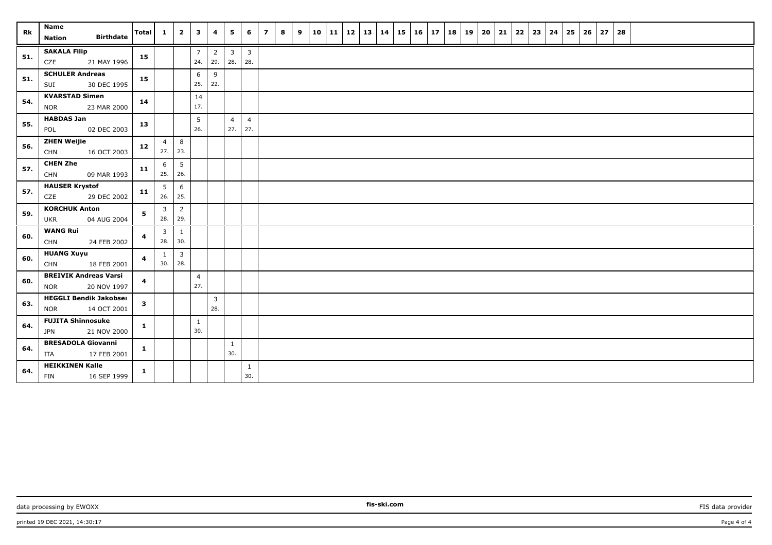| Rk | Name<br>Nation Birthdate | Total | 1 | 2 | 3 | 4 | 5 | 6 | 7 | 8 | 9 | 10 | 11 | 12 | 13 | 14 | 15 | 16 | 17 | 18 | 19 | 20 | 21 | 22 | 23 | 24 | 25 | 26 | 27 | 28 |
|---|---|---|---|---|---|---|---|---|---|---|---|---|---|---|---|---|---|---|---|---|---|---|---|---|---|---|---|---|---|---|
| 51. | **SAKALA Filip**<br>CZE 21 MAY 1996 | **15** | | | 7<br>24. | 2<br>29. | 3<br>28. | 3<br>28. | | | | | | | | | | | | | | | | | | | | | | |
| 51. | **SCHULER Andreas**<br>SUI 30 DEC 1995 | **15** | | | 6<br>25. | 9<br>22. | | | | | | | | | | | | | | | | | | | | | | | | |
| 54. | **KVARSTAD Simen**<br>NOR 23 MAR 2000 | **14** | | | 14<br>17. | | | | | | | | | | | | | | | | | | | | | | | | | |
| 55. | **HABDAS Jan**<br>POL 02 DEC 2003 | **13** | | | 5<br>26. | | 4<br>27. | 4<br>27. | | | | | | | | | | | | | | | | | | | | | | |
| 56. | **ZHEN Weijie**<br>CHN 16 OCT 2003 | **12** | 4<br>27. | 8<br>23. | | | | | | | | | | | | | | | | | | | | | | | | | | |
| 57. | **CHEN Zhe**<br>CHN 09 MAR 1993 | **11** | 6<br>25. | 5<br>26. | | | | | | | | | | | | | | | | | | | | | | | | | | |
| 57. | **HAUSER Krystof**<br>CZE 29 DEC 2002 | **11** | 5<br>26. | 6<br>25. | | | | | | | | | | | | | | | | | | | | | | | | | | |
| 59. | **KORCHUK Anton**<br>UKR 04 AUG 2004 | **5** | 3<br>28. | 2<br>29. | | | | | | | | | | | | | | | | | | | | | | | | | | |
| 60. | **WANG Rui**<br>CHN 24 FEB 2002 | **4** | 3<br>28. | 1<br>30. | | | | | | | | | | | | | | | | | | | | | | | | | | |
| 60. | **HUANG Xuyu**<br>CHN 18 FEB 2001 | **4** | 1<br>30. | 3<br>28. | | | | | | | | | | | | | | | | | | | | | | | | | | |
| 60. | **BREIVIK Andreas Varsi**<br>NOR 20 NOV 1997 | **4** | | | 4<br>27. | | | | | | | | | | | | | | | | | | | | | | | | | |
| 63. | **HEGGLI Bendik Jakobsen**<br>NOR 14 OCT 2001 | **3** | | | | 3<br>28. | | | | | | | | | | | | | | | | | | | | | | | | |
| 64. | **FUJITA Shinnosuke**<br>JPN 21 NOV 2000 | **1** | | | 1<br>30. | | | | | | | | | | | | | | | | | | | | | | | | | |
| 64. | **BRESADOLA Giovanni**<br>ITA 17 FEB 2001 | **1** | | | | | 1<br>30. | | | | | | | | | | | | | | | | | | | | | | | |
| 64. | **HEIKKINEN Kalle**<br>FIN 16 SEP 1999 | **1** | | | | | | 1<br>30. | | | | | | | | | | | | | | | | | | | | | | |

data processing by EWOXX | fis-ski.com | FIS data provider

printed 19 DEC 2021, 14:30:17